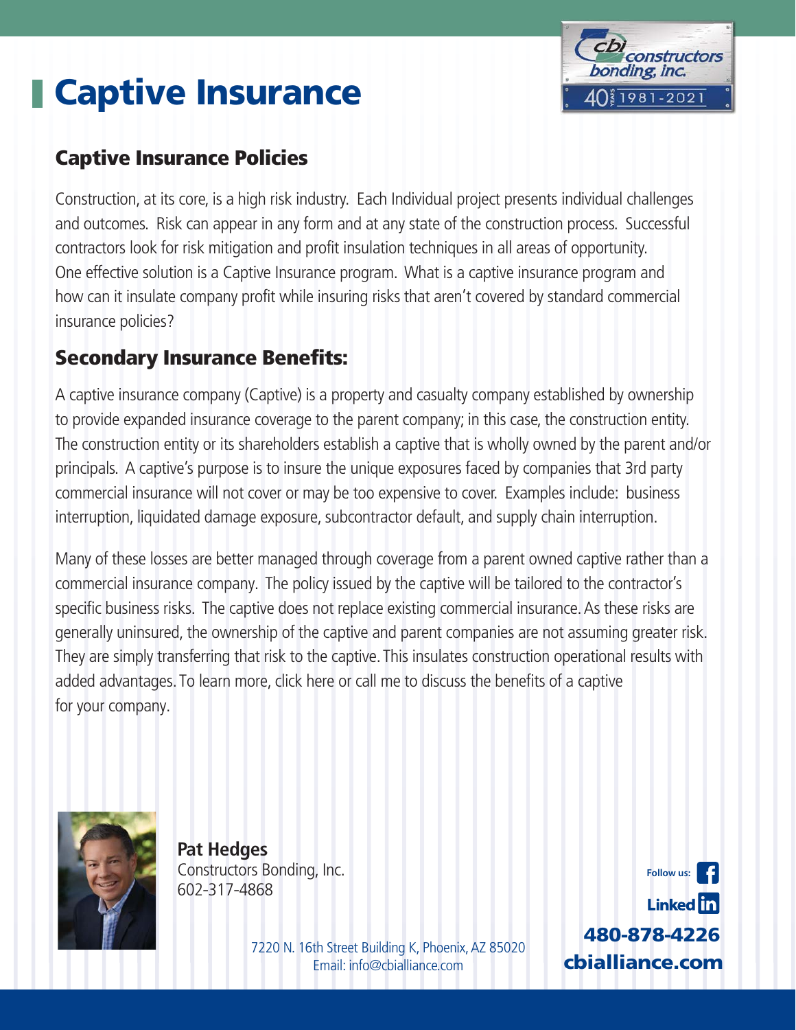# Captive Insurance

## Captive Insurance Policies

Construction, at its core, is a high risk industry.  Each Individual project presents individual challenges and outcomes.  Risk can appear in any form and at any state of the construction process.  Successful contractors look for risk mitigation and profit insulation techniques in all areas of opportunity. One effective solution is a Captive Insurance program.  What is a captive insurance program and how can it insulate company profit while insuring risks that aren't covered by standard commercial insurance policies?

## Secondary Insurance Benefits:

A captive insurance company (Captive) is a property and casualty company established by ownership to provide expanded insurance coverage to the parent company; in this case, the construction entity. The construction entity or its shareholders establish a captive that is wholly owned by the parent and/or principals.  A captive's purpose is to insure the unique exposures faced by companies that 3rd party commercial insurance will not cover or may be too expensive to cover.  Examples include:  business interruption, liquidated damage exposure, subcontractor default, and supply chain interruption.

Many of these losses are better managed through coverage from a parent owned captive rather than a commercial insurance company.  The policy issued by the captive will be tailored to the contractor's specific business risks.  The captive does not replace existing commercial insurance. As these risks are generally uninsured, the ownership of the captive and parent companies are not assuming greater risk. They are simply transferring that risk to the captive. This insulates construction operational results with added advantages. To learn more, click here or call me to discuss the benefits of a captive for your company.

**Pat Hedges**
Constructors Bonding, Inc.
602-317-4868

7220 N. 16th Street Building K, Phoenix, AZ 85020
Email: info@cbialliance.com

Follow us: Facebook LinkedIn

**480-878-4226**
**cbialliance.com**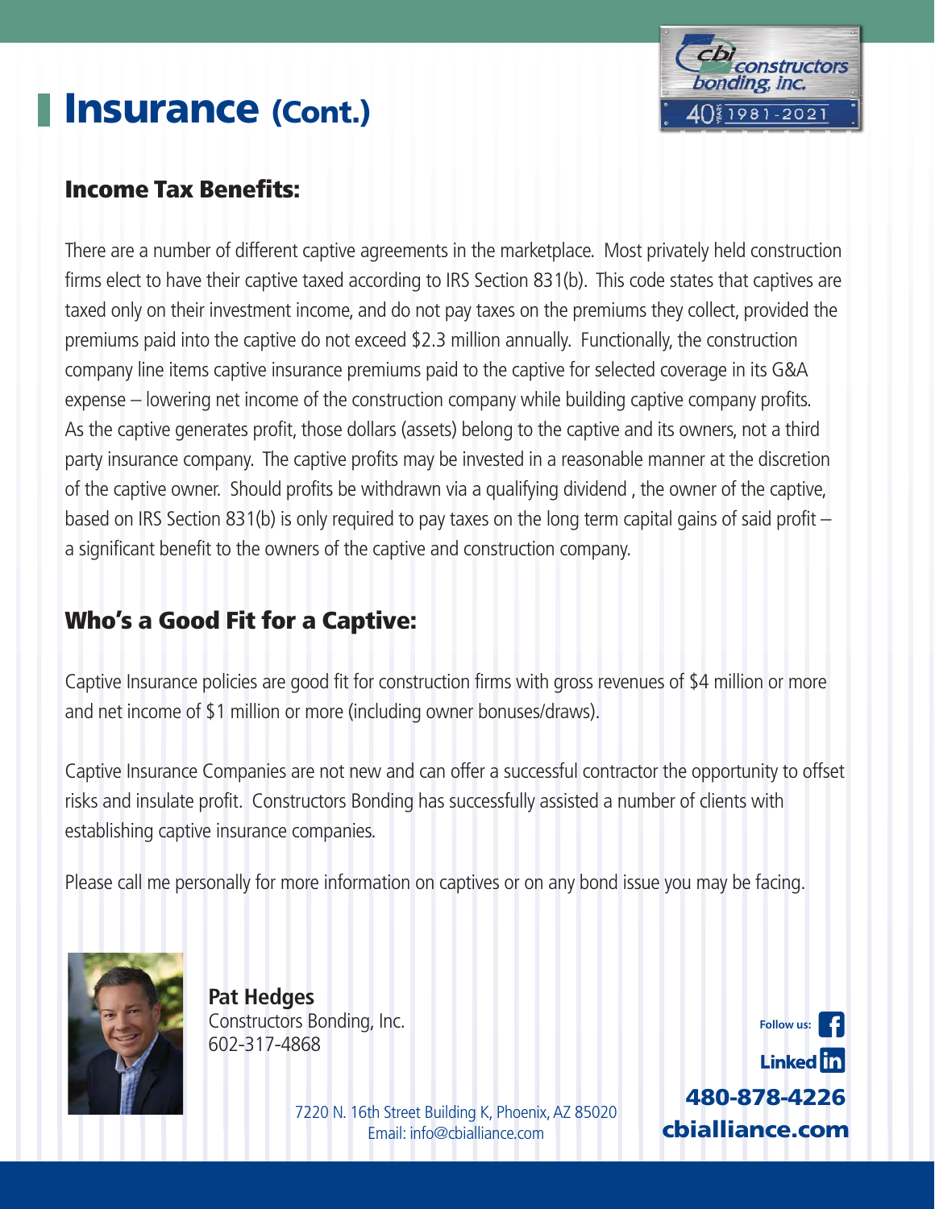# Insurance (Cont.)

## Income Tax Benefits:

There are a number of different captive agreements in the marketplace. Most privately held construction firms elect to have their captive taxed according to IRS Section 831(b). This code states that captives are taxed only on their investment income, and do not pay taxes on the premiums they collect, provided the premiums paid into the captive do not exceed $2.3 million annually. Functionally, the construction company line items captive insurance premiums paid to the captive for selected coverage in its G&A expense – lowering net income of the construction company while building captive company profits. As the captive generates profit, those dollars (assets) belong to the captive and its owners, not a third party insurance company. The captive profits may be invested in a reasonable manner at the discretion of the captive owner. Should profits be withdrawn via a qualifying dividend , the owner of the captive, based on IRS Section 831(b) is only required to pay taxes on the long term capital gains of said profit – a significant benefit to the owners of the captive and construction company.

## Who's a Good Fit for a Captive:

Captive Insurance policies are good fit for construction firms with gross revenues of $4 million or more and net income of $1 million or more (including owner bonuses/draws).

Captive Insurance Companies are not new and can offer a successful contractor the opportunity to offset risks and insulate profit. Constructors Bonding has successfully assisted a number of clients with establishing captive insurance companies.

Please call me personally for more information on captives or on any bond issue you may be facing.

**Pat Hedges**
Constructors Bonding, Inc.
602-317-4868

7220 N. 16th Street Building K, Phoenix, AZ 85020
Email: info@cbialliance.com

Follow us: Facebook LinkedIn

**480-878-4226**
**cbialliance.com**